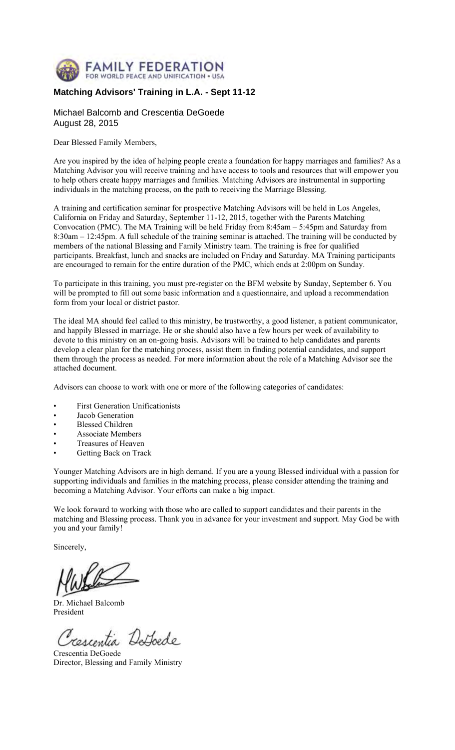FAMILY FEDERATION
FOR WORLD PEACE AND UNIFICATION • USA

# Matching Advisors' Training in L.A. - Sept 11-12

Michael Balcomb and Crescentia DeGoede
August 28, 2015

Dear Blessed Family Members,

Are you inspired by the idea of helping people create a foundation for happy marriages and families? As a Matching Advisor you will receive training and have access to tools and resources that will empower you to help others create happy marriages and families. Matching Advisors are instrumental in supporting individuals in the matching process, on the path to receiving the Marriage Blessing.

A training and certification seminar for prospective Matching Advisors will be held in Los Angeles, California on Friday and Saturday, September 11-12, 2015, together with the Parents Matching Convocation (PMC). The MA Training will be held Friday from 8:45am – 5:45pm and Saturday from 8:30am – 12:45pm. A full schedule of the training seminar is attached. The training will be conducted by members of the national Blessing and Family Ministry team. The training is free for qualified participants. Breakfast, lunch and snacks are included on Friday and Saturday. MA Training participants are encouraged to remain for the entire duration of the PMC, which ends at 2:00pm on Sunday.

To participate in this training, you must pre-register on the BFM website by Sunday, September 6. You will be prompted to fill out some basic information and a questionnaire, and upload a recommendation form from your local or district pastor.

The ideal MA should feel called to this ministry, be trustworthy, a good listener, a patient communicator, and happily Blessed in marriage. He or she should also have a few hours per week of availability to devote to this ministry on an on-going basis. Advisors will be trained to help candidates and parents develop a clear plan for the matching process, assist them in finding potential candidates, and support them through the process as needed. For more information about the role of a Matching Advisor see the attached document.

Advisors can choose to work with one or more of the following categories of candidates:

- First Generation Unificationists
- Jacob Generation
- Blessed Children
- Associate Members
- Treasures of Heaven
- Getting Back on Track

Younger Matching Advisors are in high demand. If you are a young Blessed individual with a passion for supporting individuals and families in the matching process, please consider attending the training and becoming a Matching Advisor. Your efforts can make a big impact.

We look forward to working with those who are called to support candidates and their parents in the matching and Blessing process. Thank you in advance for your investment and support. May God be with you and your family!

Sincerely,

Dr. Michael Balcomb
President

Crescentia DeGoede
Director, Blessing and Family Ministry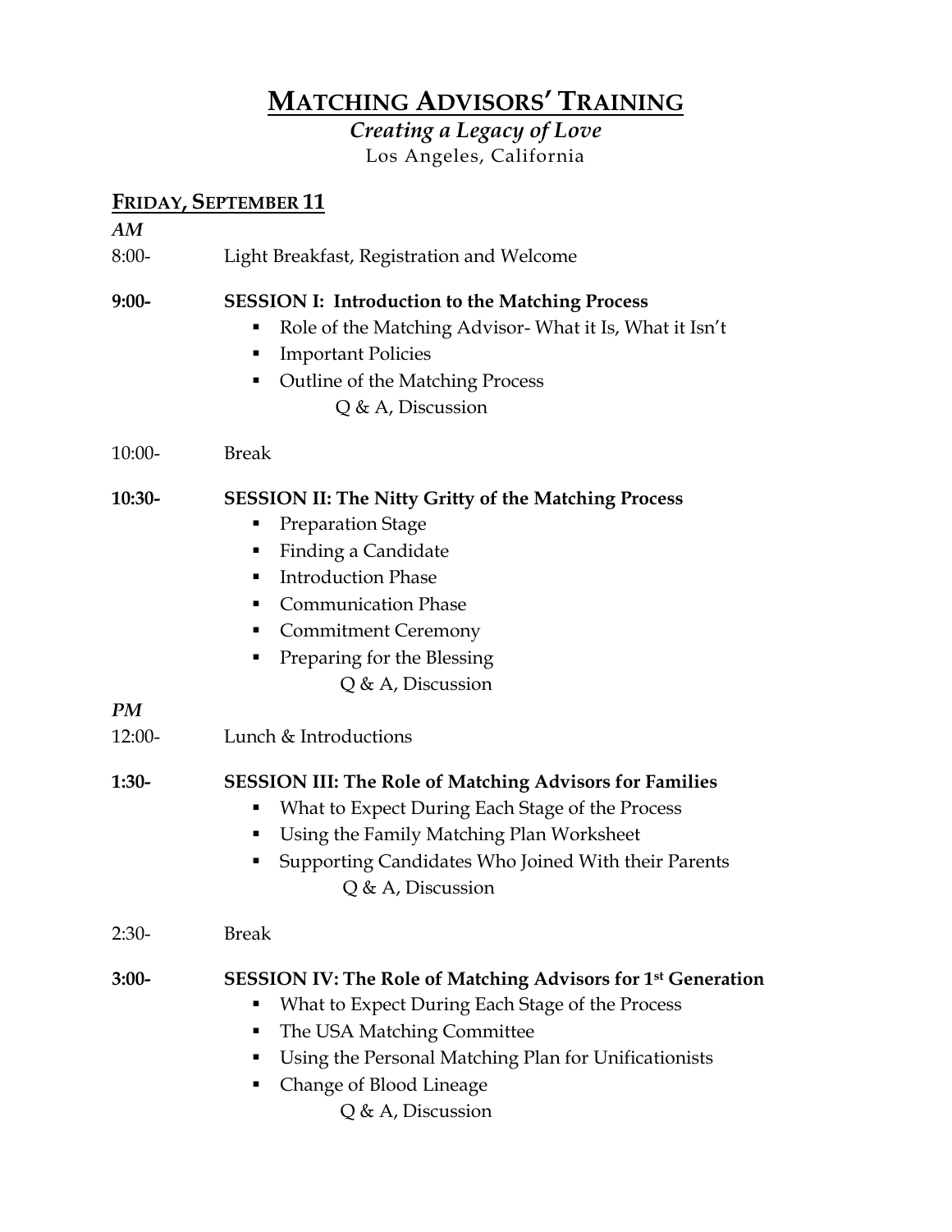# MATCHING ADVISORS' TRAINING

*Creating a Legacy of Love*

Los Angeles, California

## FRIDAY, SEPTEMBER 11

***AM***

8:00- Light Breakfast, Registration and Welcome

**9:00- SESSION I: Introduction to the Matching Process**

- Role of the Matching Advisor- What it Is, What it Isn't
- Important Policies
- Outline of the Matching Process

  Q & A, Discussion

10:00- Break

**10:30- SESSION II: The Nitty Gritty of the Matching Process**

- Preparation Stage
- Finding a Candidate
- Introduction Phase
- Communication Phase
- Commitment Ceremony
- Preparing for the Blessing

  Q & A, Discussion

***PM***

12:00- Lunch & Introductions

**1:30- SESSION III: The Role of Matching Advisors for Families**

- What to Expect During Each Stage of the Process
- Using the Family Matching Plan Worksheet
- Supporting Candidates Who Joined With their Parents

  Q & A, Discussion

2:30- Break

**3:00- SESSION IV: The Role of Matching Advisors for 1st Generation**

- What to Expect During Each Stage of the Process
- The USA Matching Committee
- Using the Personal Matching Plan for Unificationists
- Change of Blood Lineage

  Q & A, Discussion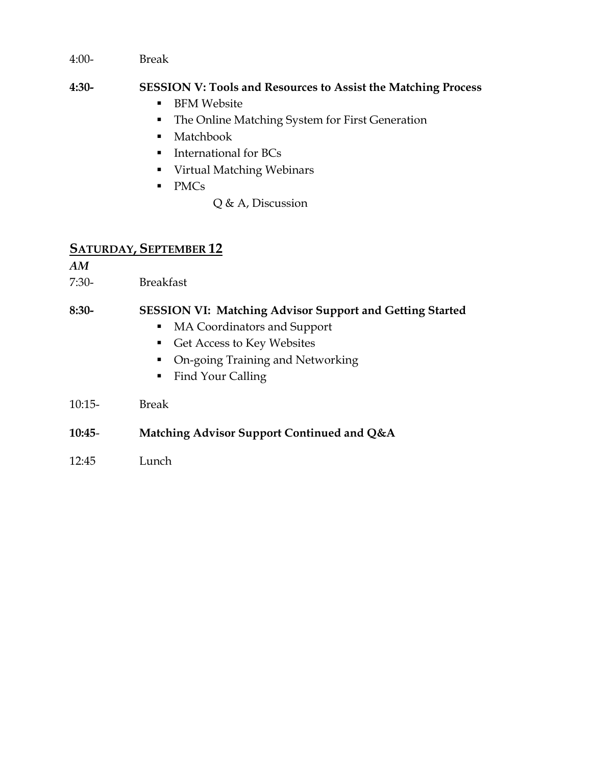4:00- Break

**4:30- SESSION V: Tools and Resources to Assist the Matching Process**

- BFM Website
- The Online Matching System for First Generation
- Matchbook
- International for BCs
- Virtual Matching Webinars
- PMCs

Q & A, Discussion

## SATURDAY, SEPTEMBER 12

***AM***

7:30- Breakfast

**8:30- SESSION VI: Matching Advisor Support and Getting Started**

- MA Coordinators and Support
- Get Access to Key Websites
- On-going Training and Networking
- Find Your Calling

10:15- Break

**10:45- Matching Advisor Support Continued and Q&A**

12:45 Lunch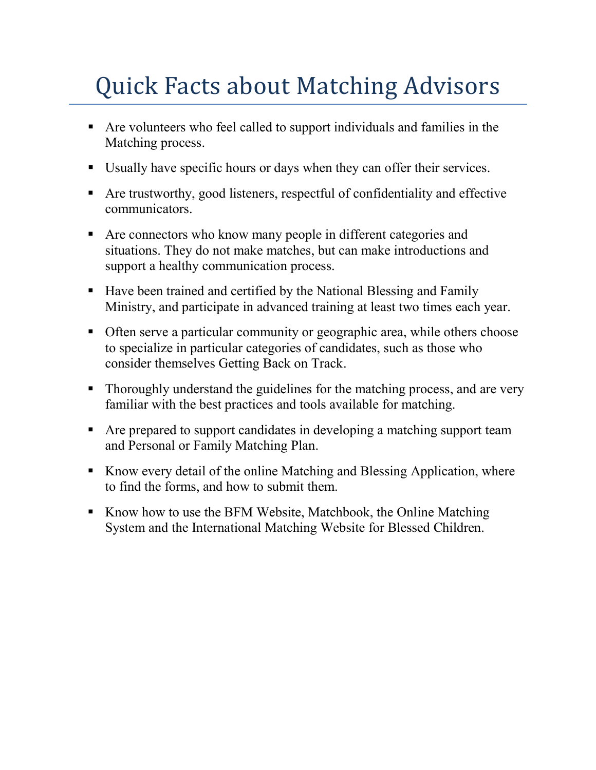# Quick Facts about Matching Advisors

- Are volunteers who feel called to support individuals and families in the Matching process.
- Usually have specific hours or days when they can offer their services.
- Are trustworthy, good listeners, respectful of confidentiality and effective communicators.
- Are connectors who know many people in different categories and situations. They do not make matches, but can make introductions and support a healthy communication process.
- Have been trained and certified by the National Blessing and Family Ministry, and participate in advanced training at least two times each year.
- Often serve a particular community or geographic area, while others choose to specialize in particular categories of candidates, such as those who consider themselves Getting Back on Track.
- Thoroughly understand the guidelines for the matching process, and are very familiar with the best practices and tools available for matching.
- Are prepared to support candidates in developing a matching support team and Personal or Family Matching Plan.
- Know every detail of the online Matching and Blessing Application, where to find the forms, and how to submit them.
- Know how to use the BFM Website, Matchbook, the Online Matching System and the International Matching Website for Blessed Children.